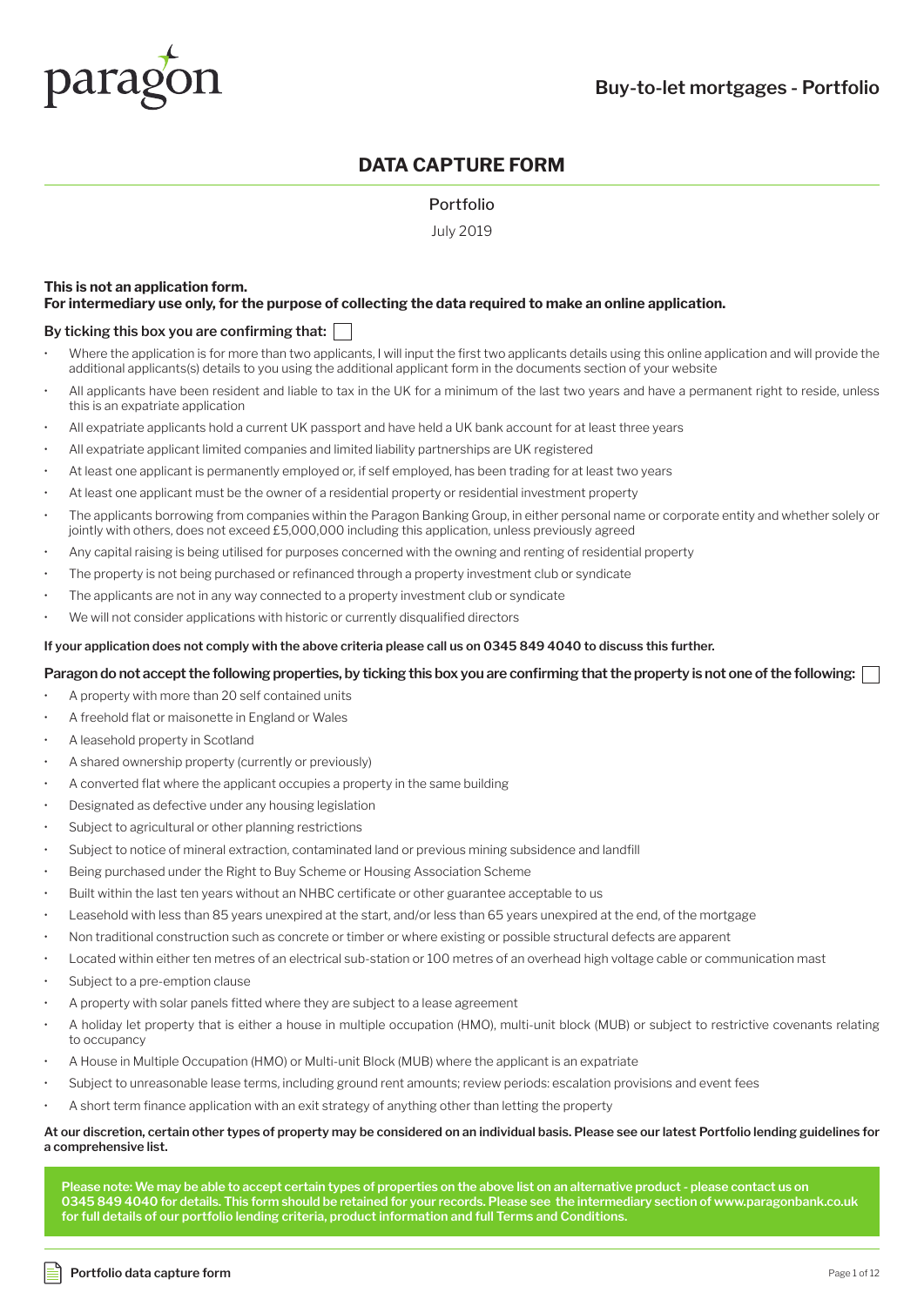paragon

## Buy-to-let mortgages - Portfolio

# DATA CAPTURE FORM

Portfolio

July 2019

**This is not an application form.**
**For intermediary use only, for the purpose of collecting the data required to make an online application.**

**By ticking this box you are confirming that:** ☐

- Where the application is for more than two applicants, I will input the first two applicants details using this online application and will provide the additional applicants(s) details to you using the additional applicant form in the documents section of your website
- All applicants have been resident and liable to tax in the UK for a minimum of the last two years and have a permanent right to reside, unless this is an expatriate application
- All expatriate applicants hold a current UK passport and have held a UK bank account for at least three years
- All expatriate applicant limited companies and limited liability partnerships are UK registered
- At least one applicant is permanently employed or, if self employed, has been trading for at least two years
- At least one applicant must be the owner of a residential property or residential investment property
- The applicants borrowing from companies within the Paragon Banking Group, in either personal name or corporate entity and whether solely or jointly with others, does not exceed £5,000,000 including this application, unless previously agreed
- Any capital raising is being utilised for purposes concerned with the owning and renting of residential property
- The property is not being purchased or refinanced through a property investment club or syndicate
- The applicants are not in any way connected to a property investment club or syndicate
- We will not consider applications with historic or currently disqualified directors

**If your application does not comply with the above criteria please call us on 0345 849 4040 to discuss this further.**

**Paragon do not accept the following properties, by ticking this box you are confirming that the property is not one of the following:** ☐

- A property with more than 20 self contained units
- A freehold flat or maisonette in England or Wales
- A leasehold property in Scotland
- A shared ownership property (currently or previously)
- A converted flat where the applicant occupies a property in the same building
- Designated as defective under any housing legislation
- Subject to agricultural or other planning restrictions
- Subject to notice of mineral extraction, contaminated land or previous mining subsidence and landfill
- Being purchased under the Right to Buy Scheme or Housing Association Scheme
- Built within the last ten years without an NHBC certificate or other guarantee acceptable to us
- Leasehold with less than 85 years unexpired at the start, and/or less than 65 years unexpired at the end, of the mortgage
- Non traditional construction such as concrete or timber or where existing or possible structural defects are apparent
- Located within either ten metres of an electrical sub-station or 100 metres of an overhead high voltage cable or communication mast
- Subject to a pre-emption clause
- A property with solar panels fitted where they are subject to a lease agreement
- A holiday let property that is either a house in multiple occupation (HMO), multi-unit block (MUB) or subject to restrictive covenants relating to occupancy
- A House in Multiple Occupation (HMO) or Multi-unit Block (MUB) where the applicant is an expatriate
- Subject to unreasonable lease terms, including ground rent amounts; review periods: escalation provisions and event fees
- A short term finance application with an exit strategy of anything other than letting the property

**At our discretion, certain other types of property may be considered on an individual basis. Please see our latest Portfolio lending guidelines for a comprehensive list.**

**Please note: We may be able to accept certain types of properties on the above list on an alternative product - please contact us on 0345 849 4040 for details. This form should be retained for your records. Please see the intermediary section of www.paragonbank.co.uk for full details of our portfolio lending criteria, product information and full Terms and Conditions.**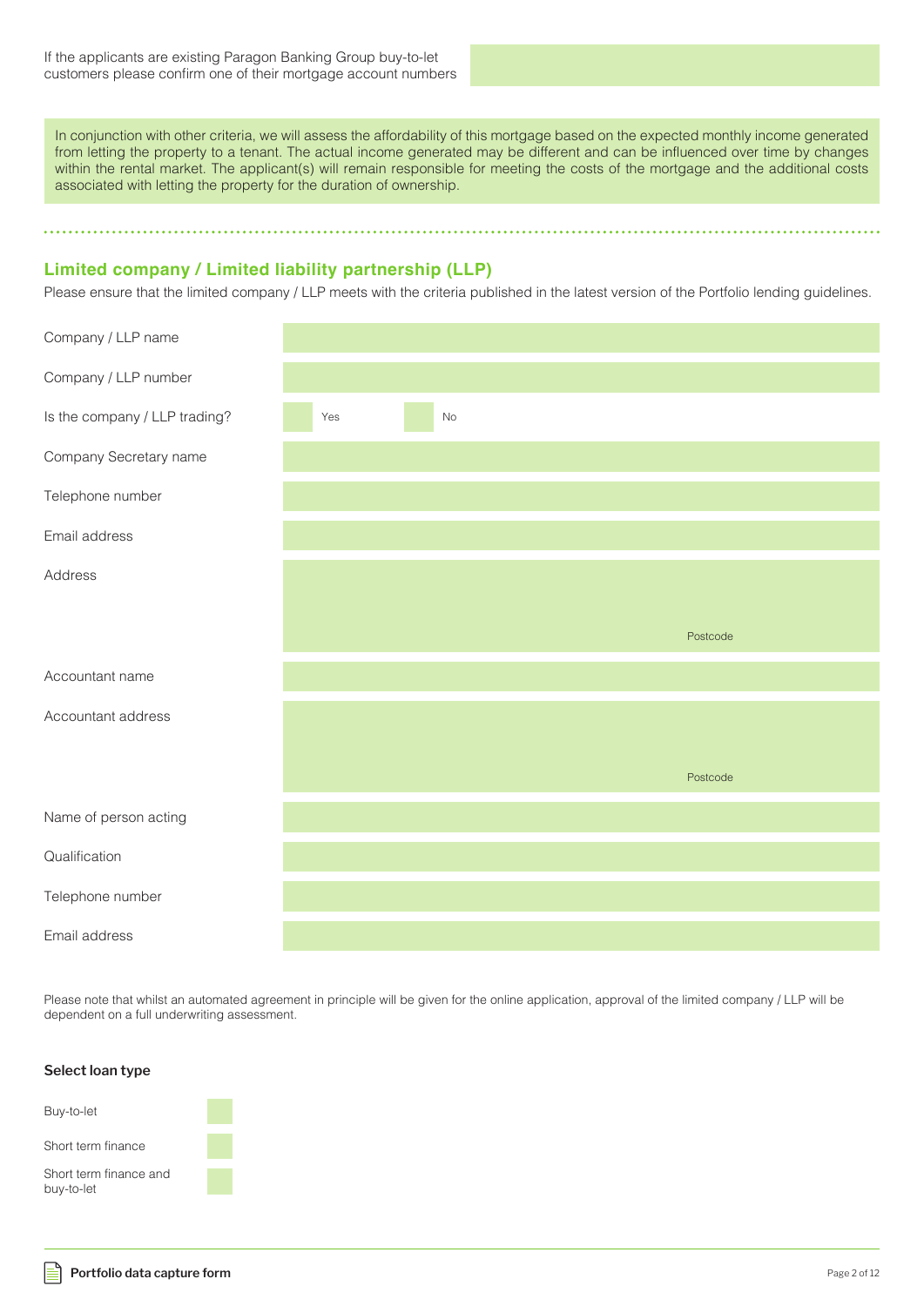If the applicants are existing Paragon Banking Group buy-to-let customers please confirm one of their mortgage account numbers

In conjunction with other criteria, we will assess the affordability of this mortgage based on the expected monthly income generated from letting the property to a tenant. The actual income generated may be different and can be influenced over time by changes within the rental market. The applicant(s) will remain responsible for meeting the costs of the mortgage and the additional costs associated with letting the property for the duration of ownership.

## Limited company / Limited liability partnership (LLP)

Please ensure that the limited company / LLP meets with the criteria published in the latest version of the Portfolio lending guidelines.

| | |
|---|---|
| Company / LLP name | |
| Company / LLP number | |
| Is the company / LLP trading? | Yes ☐ No ☐ |
| Company Secretary name | |
| Telephone number | |
| Email address | |
| Address | Postcode |
| Accountant name | |
| Accountant address | Postcode |
| Name of person acting | |
| Qualification | |
| Telephone number | |
| Email address | |

Please note that whilst an automated agreement in principle will be given for the online application, approval of the limited company / LLP will be dependent on a full underwriting assessment.

**Select loan type**

- Buy-to-let ☐
- Short term finance ☐
- Short term finance and buy-to-let ☐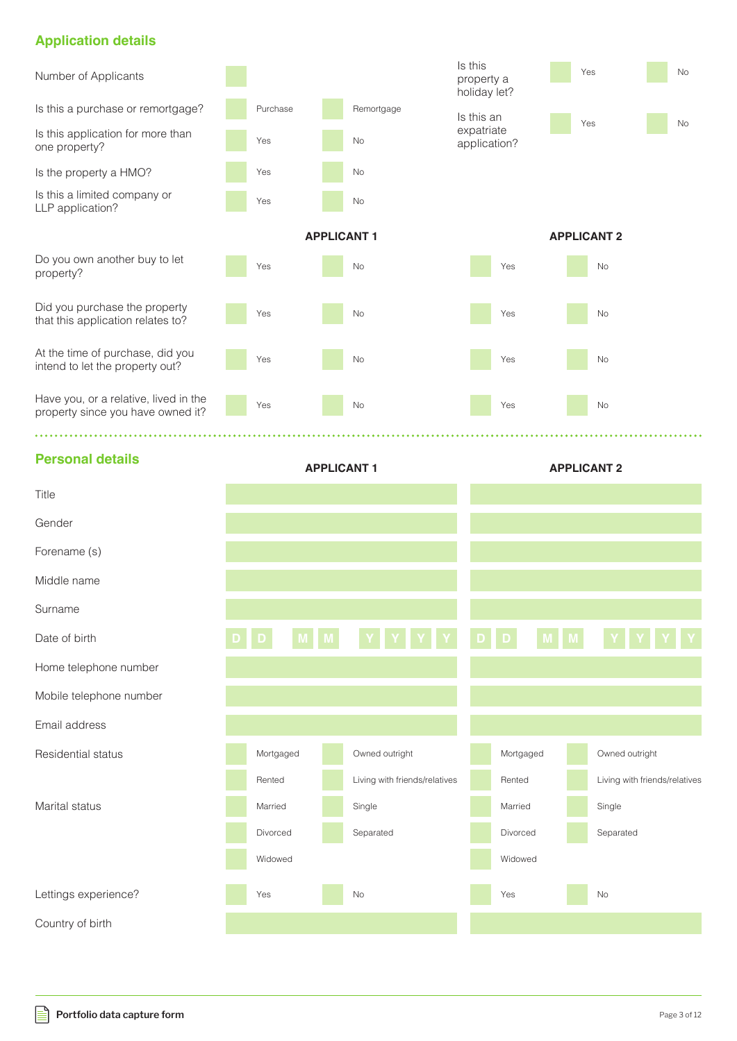## Application details

| | | | | |
|---|---|---|---|---|
| Number of Applicants | | | | |
| Is this a purchase or remortgage? | Purchase | Remortgage | | |
| Is this application for more than one property? | Yes | No | | |
| Is the property a HMO? | Yes | No | | |
| Is this a limited company or LLP application? | Yes | No | | |

| | | |
|---|---|---|
| Is this property a holiday let? | Yes | No |
| Is this an expatriate application? | Yes | No |

| | APPLICANT 1 | | APPLICANT 2 | |
|---|---|---|---|---|
| Do you own another buy to let property? | Yes | No | Yes | No |
| Did you purchase the property that this application relates to? | Yes | No | Yes | No |
| At the time of purchase, did you intend to let the property out? | Yes | No | Yes | No |
| Have you, or a relative, lived in the property since you have owned it? | Yes | No | Yes | No |

## Personal details

| | APPLICANT 1 | | APPLICANT 2 | |
|---|---|---|---|---|
| Title | | | | |
| Gender | | | | |
| Forename (s) | | | | |
| Middle name | | | | |
| Surname | | | | |
| Date of birth | D D M M Y Y Y Y | | D D M M Y Y Y Y | |
| Home telephone number | | | | |
| Mobile telephone number | | | | |
| Email address | | | | |
| Residential status | Mortgaged | Owned outright | Mortgaged | Owned outright |
| | Rented | Living with friends/relatives | Rented | Living with friends/relatives |
| Marital status | Married | Single | Married | Single |
| | Divorced | Separated | Divorced | Separated |
| | Widowed | | Widowed | |
| Lettings experience? | Yes | No | Yes | No |
| Country of birth | | | | |

Portfolio data capture form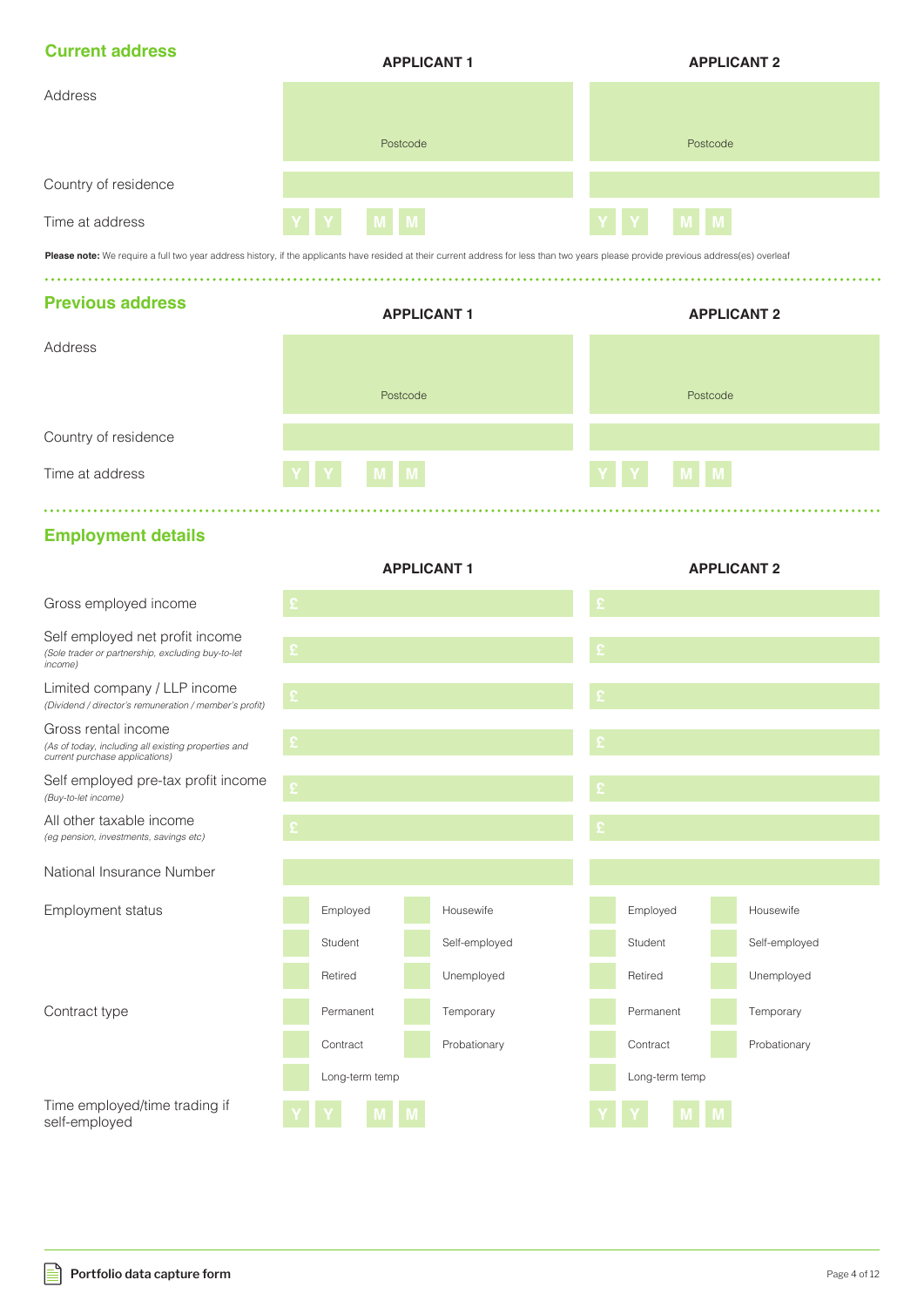## Current address

| | APPLICANT 1 | APPLICANT 2 |
|---|---|---|
| Address | Postcode | Postcode |
| Country of residence | | |
| Time at address | Y Y M M | Y Y M M |

**Please note:** We require a full two year address history, if the applicants have resided at their current address for less than two years please provide previous address(es) overleaf

## Previous address

| | APPLICANT 1 | APPLICANT 2 |
|---|---|---|
| Address | Postcode | Postcode |
| Country of residence | | |
| Time at address | Y Y M M | Y Y M M |

## Employment details

| | APPLICANT 1 | APPLICANT 2 |
|---|---|---|
| Gross employed income | £ | £ |
| Self employed net profit income *(Sole trader or partnership, excluding buy-to-let income)* | £ | £ |
| Limited company / LLP income *(Dividend / director's remuneration / member's profit)* | £ | £ |
| Gross rental income *(As of today, including all existing properties and current purchase applications)* | £ | £ |
| Self employed pre-tax profit income *(Buy-to-let income)* | £ | £ |
| All other taxable income *(eg pension, investments, savings etc)* | £ | £ |
| National Insurance Number | | |
| Employment status | Employed / Housewife / Student / Self-employed / Retired / Unemployed | Employed / Housewife / Student / Self-employed / Retired / Unemployed |
| Contract type | Permanent / Temporary / Contract / Probationary / Long-term temp | Permanent / Temporary / Contract / Probationary / Long-term temp |
| Time employed/time trading if self-employed | Y Y M M | Y Y M M |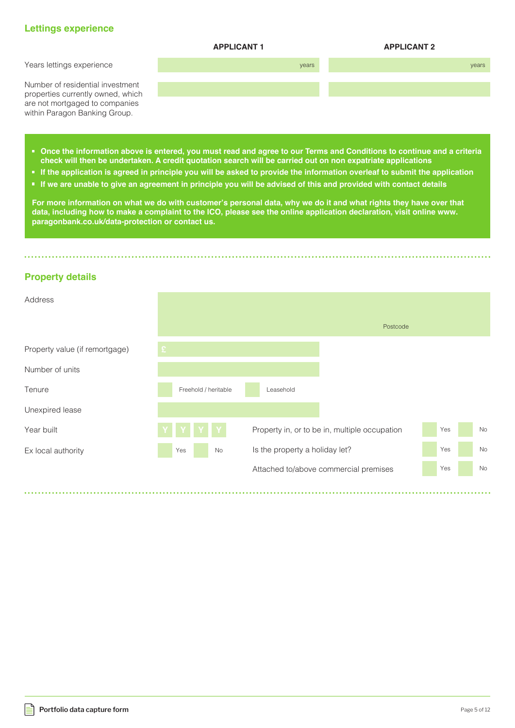## Lettings experience

| | APPLICANT 1 | APPLICANT 2 |
|---|---|---|
| Years lettings experience | years | years |
| Number of residential investment properties currently owned, which are not mortgaged to companies within Paragon Banking Group. | | |

- **Once the information above is entered, you must read and agree to our Terms and Conditions to continue and a criteria check will then be undertaken. A credit quotation search will be carried out on non expatriate applications**
- **If the application is agreed in principle you will be asked to provide the information overleaf to submit the application**
- **If we are unable to give an agreement in principle you will be advised of this and provided with contact details**

**For more information on what we do with customer's personal data, why we do it and what rights they have over that data, including how to make a complaint to the ICO, please see the online application declaration, visit online www.paragonbank.co.uk/data-protection or contact us.**

## Property details

| | | | |
|---|---|---|---|
| Address | Postcode | | |
| Property value (if remortgage) | £ | | |
| Number of units | | | |
| Tenure | Freehold / heritable ☐ Leasehold ☐ | | |
| Unexpired lease | | | |
| Year built | Y Y Y Y | Property in, or to be in, multiple occupation | Yes ☐ No ☐ |
| Ex local authority | Yes ☐ No ☐ | Is the property a holiday let? | Yes ☐ No ☐ |
| | | Attached to/above commercial premises | Yes ☐ No ☐ |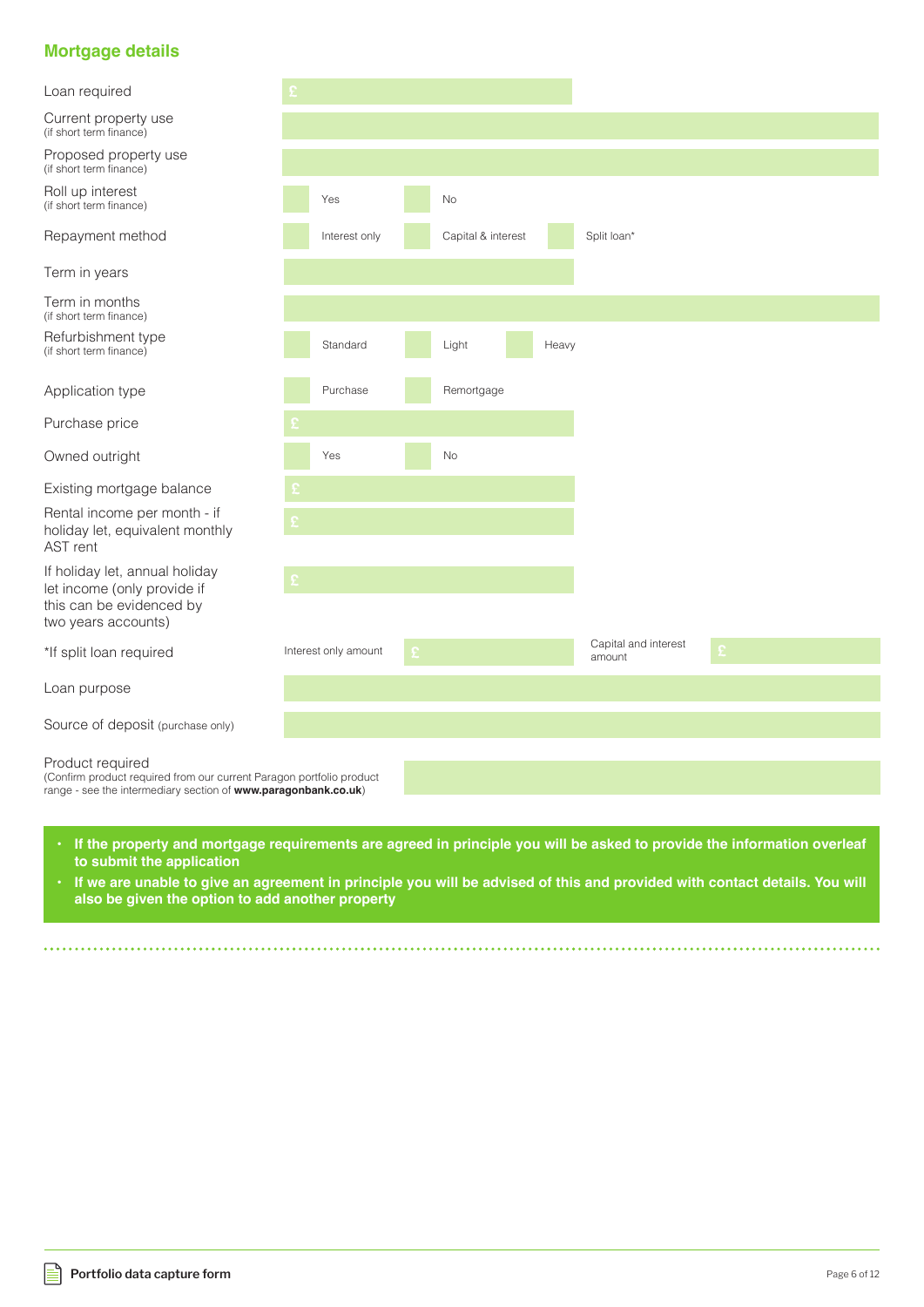## Mortgage details

| Field | Entry |
|---|---|
| Loan required | £ |
| Current property use (if short term finance) | |
| Proposed property use (if short term finance) | |
| Roll up interest (if short term finance) | ☐ Yes ☐ No |
| Repayment method | ☐ Interest only ☐ Capital & interest ☐ Split loan* |
| Term in years | |
| Term in months (if short term finance) | |
| Refurbishment type (if short term finance) | ☐ Standard ☐ Light ☐ Heavy |
| Application type | ☐ Purchase ☐ Remortgage |
| Purchase price | £ |
| Owned outright | ☐ Yes ☐ No |
| Existing mortgage balance | £ |
| Rental income per month - if holiday let, equivalent monthly AST rent | £ |
| If holiday let, annual holiday let income (only provide if this can be evidenced by two years accounts) | £ |
| *If split loan required | Interest only amount £ Capital and interest amount £ |
| Loan purpose | |
| Source of deposit (purchase only) | |
| Product required (Confirm product required from our current Paragon portfolio product range - see the intermediary section of **www.paragonbank.co.uk**) | |

- **If the property and mortgage requirements are agreed in principle you will be asked to provide the information overleaf to submit the application**
- **If we are unable to give an agreement in principle you will be advised of this and provided with contact details. You will also be given the option to add another property**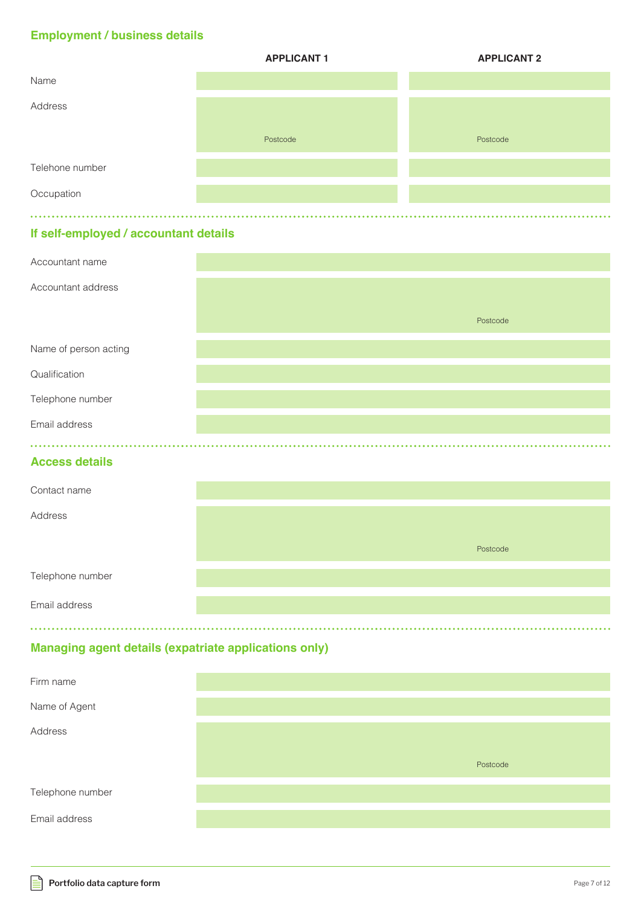## Employment / business details

| | APPLICANT 1 | APPLICANT 2 |
|---|---|---|
| Name | | |
| Address | Postcode | Postcode |
| Telehone number | | |
| Occupation | | |

## If self-employed / accountant details

| | |
|---|---|
| Accountant name | |
| Accountant address | Postcode |
| Name of person acting | |
| Qualification | |
| Telephone number | |
| Email address | |

## Access details

| | |
|---|---|
| Contact name | |
| Address | Postcode |
| Telephone number | |
| Email address | |

## Managing agent details (expatriate applications only)

| | |
|---|---|
| Firm name | |
| Name of Agent | |
| Address | Postcode |
| Telephone number | |
| Email address | |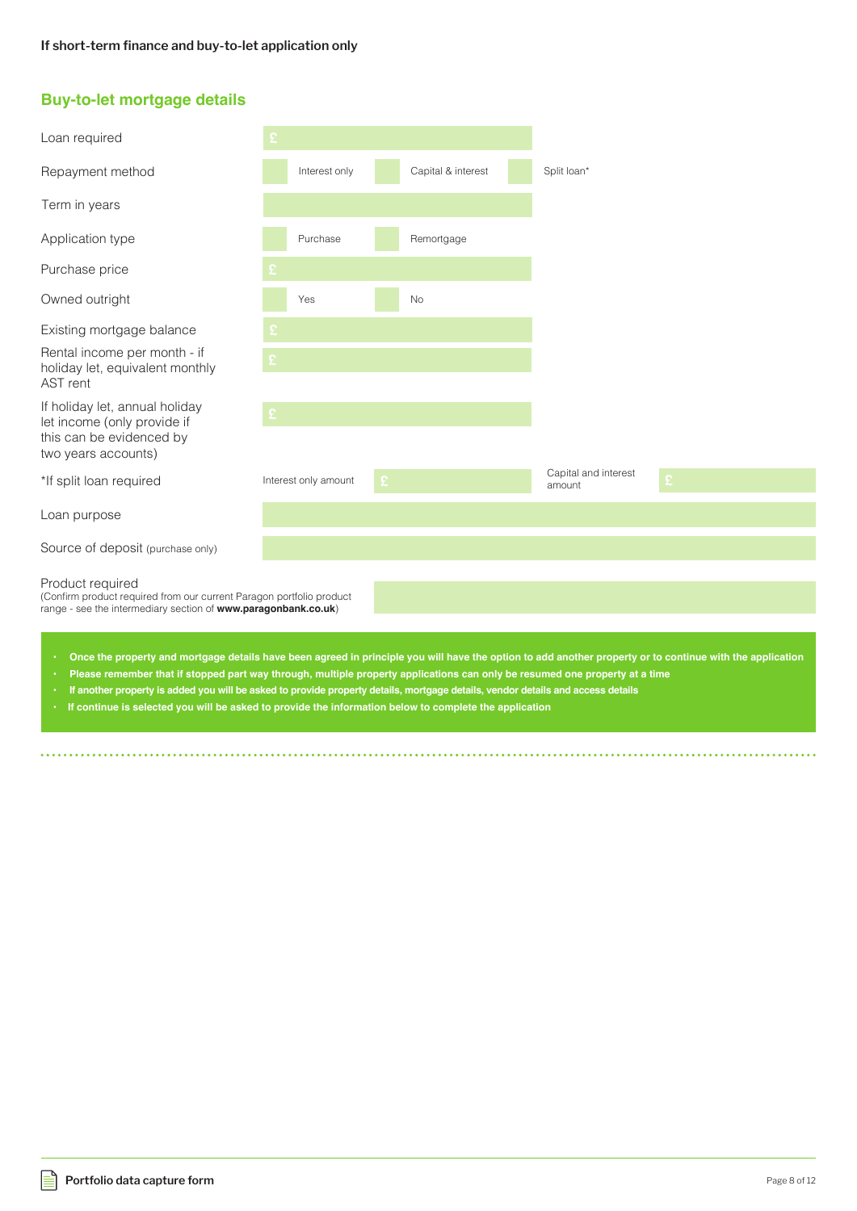**If short-term finance and buy-to-let application only**

## Buy-to-let mortgage details

| | | | |
|---|---|---|---|
| Loan required | £ | | |
| Repayment method | Interest only | Capital & interest | Split loan* |
| Term in years | | | |
| Application type | Purchase | Remortgage | |
| Purchase price | £ | | |
| Owned outright | Yes | No | |
| Existing mortgage balance | £ | | |
| Rental income per month - if holiday let, equivalent monthly AST rent | £ | | |
| If holiday let, annual holiday let income (only provide if this can be evidenced by two years accounts) | £ | | |
| *If split loan required | Interest only amount £ | Capital and interest amount £ | |
| Loan purpose | | | |
| Source of deposit (purchase only) | | | |

Product required
(Confirm product required from our current Paragon portfolio product range - see the intermediary section of **www.paragonbank.co.uk**)

- **Once the property and mortgage details have been agreed in principle you will have the option to add another property or to continue with the application**
- **Please remember that if stopped part way through, multiple property applications can only be resumed one property at a time**
- **If another property is added you will be asked to provide property details, mortgage details, vendor details and access details**
- **If continue is selected you will be asked to provide the information below to complete the application**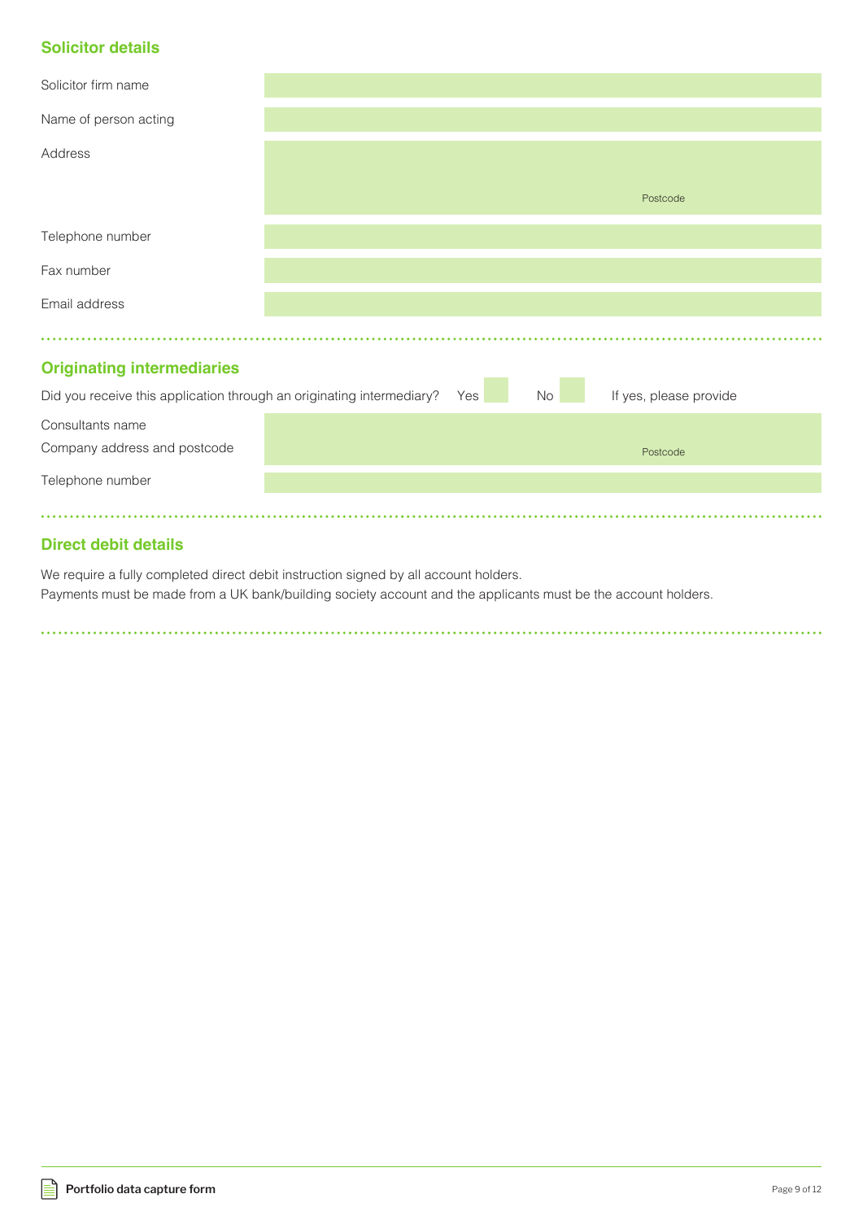## Solicitor details

| | |
|---|---|
| Solicitor firm name | |
| Name of person acting | |
| Address | Postcode |
| Telephone number | |
| Fax number | |
| Email address | |

## Originating intermediaries

Did you receive this application through an originating intermediary? Yes ☐ No ☐ If yes, please provide

| | |
|---|---|
| Consultants name<br>Company address and postcode | Postcode |
| Telephone number | |

## Direct debit details

We require a fully completed direct debit instruction signed by all account holders.
Payments must be made from a UK bank/building society account and the applicants must be the account holders.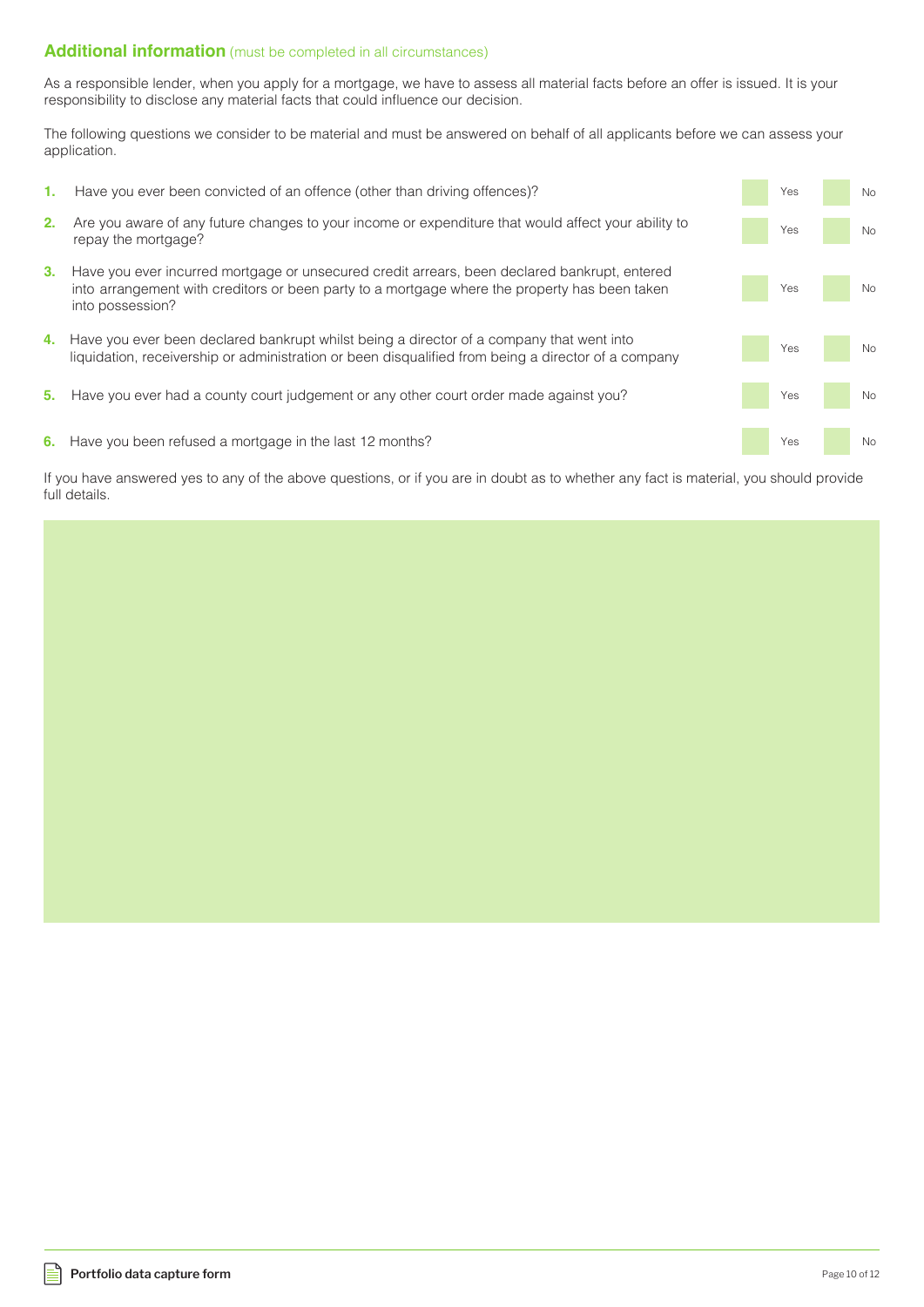## **Additional information** (must be completed in all circumstances)

As a responsible lender, when you apply for a mortgage, we have to assess all material facts before an offer is issued. It is your responsibility to disclose any material facts that could influence our decision.

The following questions we consider to be material and must be answered on behalf of all applicants before we can assess your application.

| | Question | Yes | No |
|---|---|---|---|
| **1.** | Have you ever been convicted of an offence (other than driving offences)? | Yes | No |
| **2.** | Are you aware of any future changes to your income or expenditure that would affect your ability to repay the mortgage? | Yes | No |
| **3.** | Have you ever incurred mortgage or unsecured credit arrears, been declared bankrupt, entered into arrangement with creditors or been party to a mortgage where the property has been taken into possession? | Yes | No |
| **4.** | Have you ever been declared bankrupt whilst being a director of a company that went into liquidation, receivership or administration or been disqualified from being a director of a company | Yes | No |
| **5.** | Have you ever had a county court judgement or any other court order made against you? | Yes | No |
| **6.** | Have you been refused a mortgage in the last 12 months? | Yes | No |

If you have answered yes to any of the above questions, or if you are in doubt as to whether any fact is material, you should provide full details.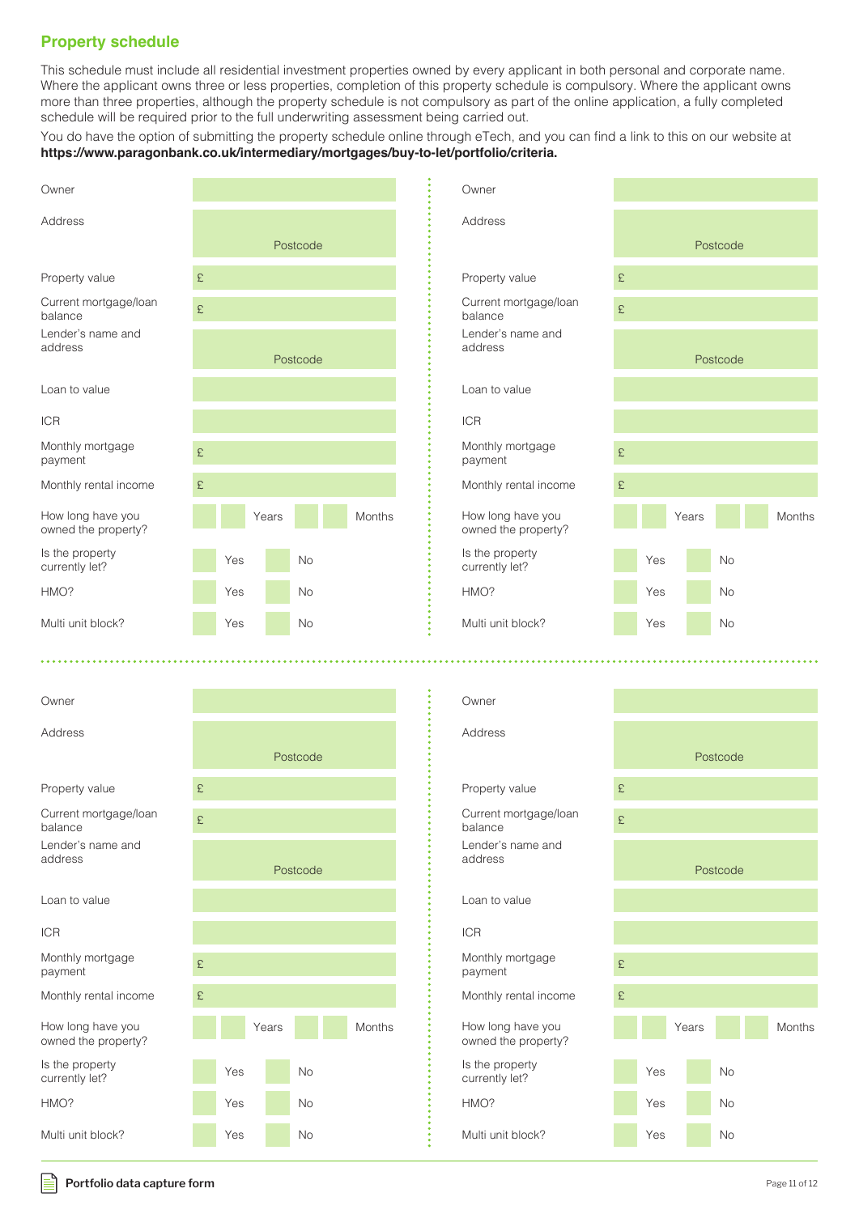## Property schedule

This schedule must include all residential investment properties owned by every applicant in both personal and corporate name. Where the applicant owns three or less properties, completion of this property schedule is compulsory. Where the applicant owns more than three properties, although the property schedule is not compulsory as part of the online application, a fully completed schedule will be required prior to the full underwriting assessment being carried out.

You do have the option of submitting the property schedule online through eTech, and you can find a link to this on our website at **https://www.paragonbank.co.uk/intermediary/mortgages/buy-to-let/portfolio/criteria.**

| | |
|---|---|
| Owner | |
| Address | Postcode |
| Property value | £ |
| Current mortgage/loan balance | £ |
| Lender's name and address | Postcode |
| Loan to value | |
| ICR | |
| Monthly mortgage payment | £ |
| Monthly rental income | £ |
| How long have you owned the property? | Years Months |
| Is the property currently let? | Yes No |
| HMO? | Yes No |
| Multi unit block? | Yes No |

| | |
|---|---|
| Owner | |
| Address | Postcode |
| Property value | £ |
| Current mortgage/loan balance | £ |
| Lender's name and address | Postcode |
| Loan to value | |
| ICR | |
| Monthly mortgage payment | £ |
| Monthly rental income | £ |
| How long have you owned the property? | Years Months |
| Is the property currently let? | Yes No |
| HMO? | Yes No |
| Multi unit block? | Yes No |

| | |
|---|---|
| Owner | |
| Address | Postcode |
| Property value | £ |
| Current mortgage/loan balance | £ |
| Lender's name and address | Postcode |
| Loan to value | |
| ICR | |
| Monthly mortgage payment | £ |
| Monthly rental income | £ |
| How long have you owned the property? | Years Months |
| Is the property currently let? | Yes No |
| HMO? | Yes No |
| Multi unit block? | Yes No |

| | |
|---|---|
| Owner | |
| Address | Postcode |
| Property value | £ |
| Current mortgage/loan balance | £ |
| Lender's name and address | Postcode |
| Loan to value | |
| ICR | |
| Monthly mortgage payment | £ |
| Monthly rental income | £ |
| How long have you owned the property? | Years Months |
| Is the property currently let? | Yes No |
| HMO? | Yes No |
| Multi unit block? | Yes No |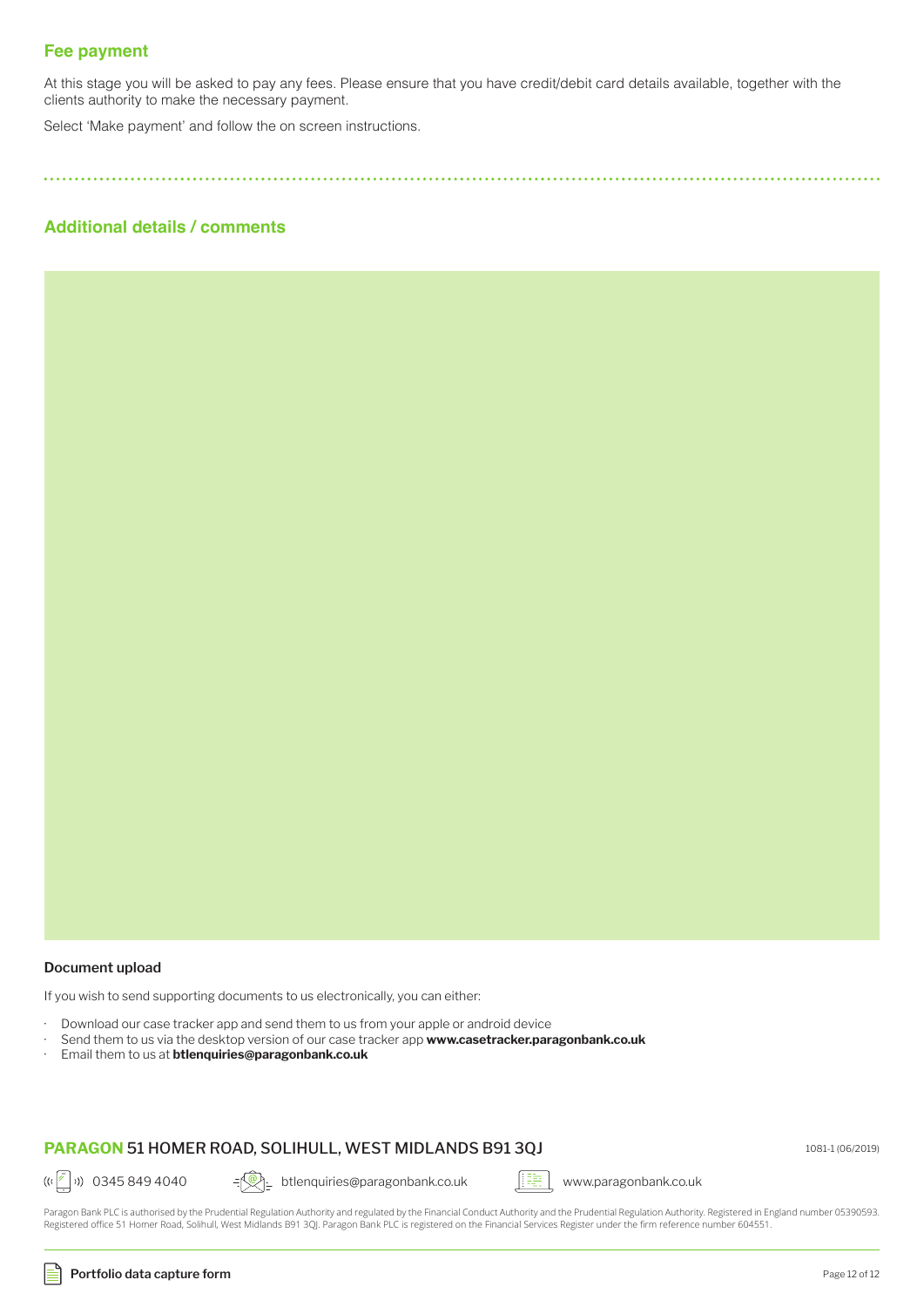## Fee payment

At this stage you will be asked to pay any fees. Please ensure that you have credit/debit card details available, together with the clients authority to make the necessary payment.

Select 'Make payment' and follow the on screen instructions.

## Additional details / comments

### Document upload

If you wish to send supporting documents to us electronically, you can either:

- Download our case tracker app and send them to us from your apple or android device
- Send them to us via the desktop version of our case tracker app **www.casetracker.paragonbank.co.uk**
- Email them to us at **btlenquiries@paragonbank.co.uk**

**PARAGON** 51 HOMER ROAD, SOLIHULL, WEST MIDLANDS B91 3QJ

1081-1 (06/2019)

0345 849 4040    btlenquiries@paragonbank.co.uk    www.paragonbank.co.uk

Paragon Bank PLC is authorised by the Prudential Regulation Authority and regulated by the Financial Conduct Authority and the Prudential Regulation Authority. Registered in England number 05390593. Registered office 51 Homer Road, Solihull, West Midlands B91 3QJ. Paragon Bank PLC is registered on the Financial Services Register under the firm reference number 604551.